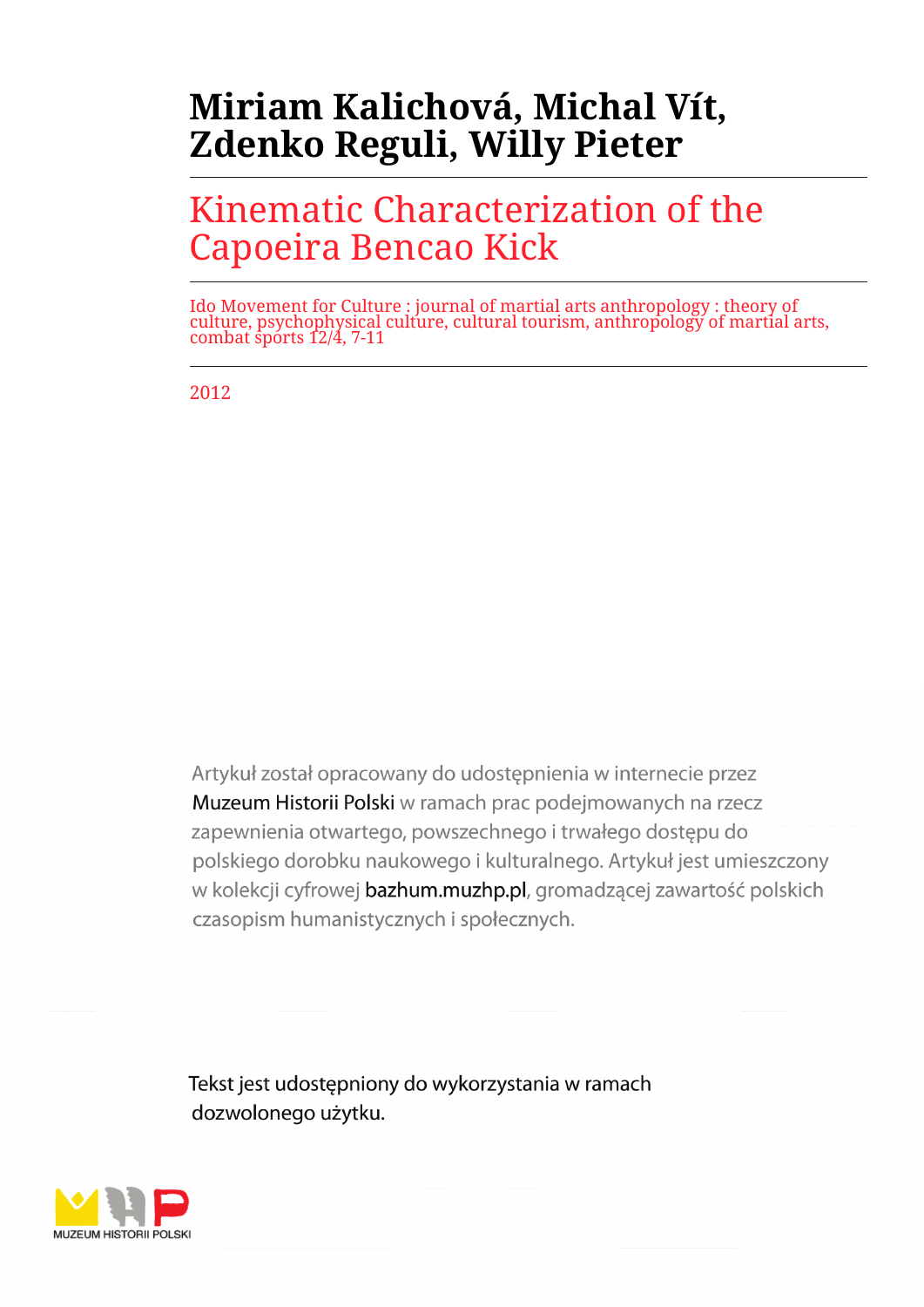# Miriam Kalichová, Michal Vít, Zdenko Reguli, Willy Pieter

## Kinematic Characterization of the Capoeira Bencao Kick

Ido Movement for Culture : journal of martial arts anthropology : theory of culture, psychophysical culture, cultural tourism, anthropology of martial arts, combat sports 12/4, 7-11

2012

Artykuł został opracowany do udostępnienia w internecie przez Muzeum Historii Polski w ramach prac podejmowanych na rzecz zapewnienia otwartego, powszechnego i trwałego dostępu do polskiego dorobku naukowego i kulturalnego. Artykuł jest umieszczony w kolekcji cyfrowej bazhum.muzhp.pl, gromadzącej zawartość polskich czasopism humanistycznych i społecznych.

Tekst jest udostępniony do wykorzystania w ramach dozwolonego użytku.

MUZEUM HISTORII POLSKI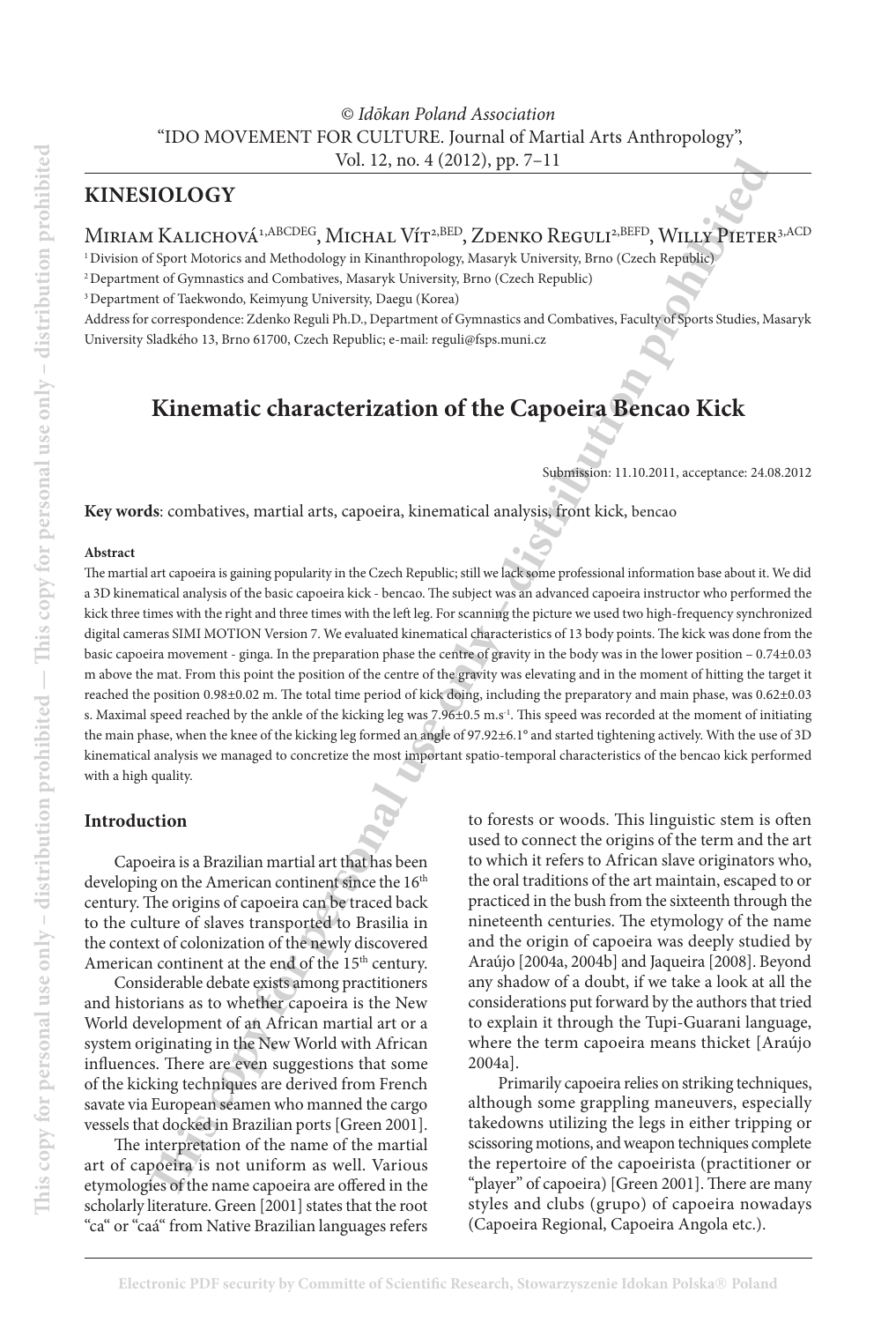## KINESIOLOGY

Miriam Kalichová[1,ABCDEG], Michal Vít[2,BED], Zdenko Reguli[2,BEFD], Willy Pieter[3,ACD]

[1] Division of Sport Motorics and Methodology in Kinanthropology, Masaryk University, Brno (Czech Republic)

[2] Department of Gymnastics and Combatives, Masaryk University, Brno (Czech Republic)

[3] Department of Taekwondo, Keimyung University, Daegu (Korea)

Address for correspondence: Zdenko Reguli Ph.D., Department of Gymnastics and Combatives, Faculty of Sports Studies, Masaryk University Sladkého 13, Brno 61700, Czech Republic; e-mail: reguli@fsps.muni.cz

# Kinematic characterization of the Capoeira Bencao Kick

Submission: 11.10.2011, acceptance: 24.08.2012

**Key words**: combatives, martial arts, capoeira, kinematical analysis, front kick, bencao

**Abstract**

The martial art capoeira is gaining popularity in the Czech Republic; still we lack some professional information base about it. We did a 3D kinematical analysis of the basic capoeira kick - bencao. The subject was an advanced capoeira instructor who performed the kick three times with the right and three times with the left leg. For scanning the picture we used two high-frequency synchronized digital cameras SIMI MOTION Version 7. We evaluated kinematical characteristics of 13 body points. The kick was done from the basic capoeira movement - ginga. In the preparation phase the centre of gravity in the body was in the lower position – 0.74±0.03 m above the mat. From this point the position of the centre of the gravity was elevating and in the moment of hitting the target it reached the position 0.98±0.02 m. The total time period of kick doing, including the preparatory and main phase, was 0.62±0.03 s. Maximal speed reached by the ankle of the kicking leg was 7.96±0.5 m.s$^{-1}$. This speed was recorded at the moment of initiating the main phase, when the knee of the kicking leg formed an angle of 97.92±6.1° and started tightening actively. With the use of 3D kinematical analysis we managed to concretize the most important spatio-temporal characteristics of the bencao kick performed with a high quality.

## Introduction

Capoeira is a Brazilian martial art that has been developing on the American continent since the 16$^{th}$ century. The origins of capoeira can be traced back to the culture of slaves transported to Brasilia in the context of colonization of the newly discovered American continent at the end of the 15$^{th}$ century.

Considerable debate exists among practitioners and historians as to whether capoeira is the New World development of an African martial art or a system originating in the New World with African influences. There are even suggestions that some of the kicking techniques are derived from French savate via European seamen who manned the cargo vessels that docked in Brazilian ports [Green 2001].

The interpretation of the name of the martial art of capoeira is not uniform as well. Various etymologies of the name capoeira are offered in the scholarly literature. Green [2001] states that the root "ca" or "caá" from Native Brazilian languages refers to forests or woods. This linguistic stem is often used to connect the origins of the term and the art to which it refers to African slave originators who, the oral traditions of the art maintain, escaped to or practiced in the bush from the sixteenth through the nineteenth centuries. The etymology of the name and the origin of capoeira was deeply studied by Araújo [2004a, 2004b] and Jaqueira [2008]. Beyond any shadow of a doubt, if we take a look at all the considerations put forward by the authors that tried to explain it through the Tupi-Guarani language, where the term capoeira means thicket [Araújo 2004a].

Primarily capoeira relies on striking techniques, although some grappling maneuvers, especially takedowns utilizing the legs in either tripping or scissoring motions, and weapon techniques complete the repertoire of the capoeirista (practitioner or "player" of capoeira) [Green 2001]. There are many styles and clubs (grupo) of capoeira nowadays (Capoeira Regional, Capoeira Angola etc.).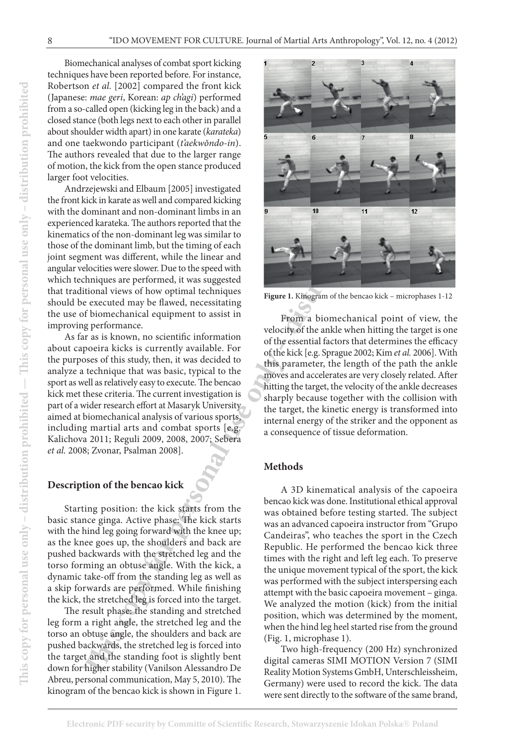Biomechanical analyses of combat sport kicking techniques have been reported before. For instance, Robertson *et al.* [2002] compared the front kick (Japanese: *mae geri*, Korean: *ap ch'agi*) performed from a so-called open (kicking leg in the back) and a closed stance (both legs next to each other in parallel about shoulder width apart) in one karate (*karateka*) and one taekwondo participant (*t'aekwŏndo-in*). The authors revealed that due to the larger range of motion, the kick from the open stance produced larger foot velocities.

Andrzejewski and Elbaum [2005] investigated the front kick in karate as well and compared kicking with the dominant and non-dominant limbs in an experienced karateka. The authors reported that the kinematics of the non-dominant leg was similar to those of the dominant limb, but the timing of each joint segment was different, while the linear and angular velocities were slower. Due to the speed with which techniques are performed, it was suggested that traditional views of how optimal techniques should be executed may be flawed, necessitating the use of biomechanical equipment to assist in improving performance.

As far as is known, no scientific information about capoeira kicks is currently available. For the purposes of this study, then, it was decided to analyze a technique that was basic, typical to the sport as well as relatively easy to execute. The bencao kick met these criteria. The current investigation is part of a wider research effort at Masaryk University aimed at biomechanical analysis of various sports, including martial arts and combat sports [e.g. Kalichova 2011; Reguli 2009, 2008, 2007; Sebera *et al.* 2008; Zvonar, Psalman 2008].

## Description of the bencao kick

Starting position: the kick starts from the basic stance ginga. Active phase: The kick starts with the hind leg going forward with the knee up; as the knee goes up, the shoulders and back are pushed backwards with the stretched leg and the torso forming an obtuse angle. With the kick, a dynamic take-off from the standing leg as well as a skip forwards are performed. While finishing the kick, the stretched leg is forced into the target.

The result phase: the standing and stretched leg form a right angle, the stretched leg and the torso an obtuse angle, the shoulders and back are pushed backwards, the stretched leg is forced into the target and the standing foot is slightly bent down for higher stability (Vanilson Alessandro De Abreu, personal communication, May 5, 2010). The kinogram of the bencao kick is shown in Figure 1.

**Figure 1.** Kinogram of the bencao kick – microphases 1-12

From a biomechanical point of view, the velocity of the ankle when hitting the target is one of the essential factors that determines the efficacy of the kick [e.g. Sprague 2002; Kim *et al.* 2006]. With this parameter, the length of the path the ankle moves and accelerates are very closely related. After hitting the target, the velocity of the ankle decreases sharply because together with the collision with the target, the kinetic energy is transformed into internal energy of the striker and the opponent as a consequence of tissue deformation.

## Methods

A 3D kinematical analysis of the capoeira bencao kick was done. Institutional ethical approval was obtained before testing started. The subject was an advanced capoeira instructor from "Grupo Candeiras", who teaches the sport in the Czech Republic. He performed the bencao kick three times with the right and left leg each. To preserve the unique movement typical of the sport, the kick was performed with the subject interspersing each attempt with the basic capoeira movement – ginga. We analyzed the motion (kick) from the initial position, which was determined by the moment, when the hind leg heel started rise from the ground (Fig. 1, microphase 1).

Two high-frequency (200 Hz) synchronized digital cameras SIMI MOTION Version 7 (SIMI Reality Motion Systems GmbH, Unterschleissheim, Germany) were used to record the kick. The data were sent directly to the software of the same brand,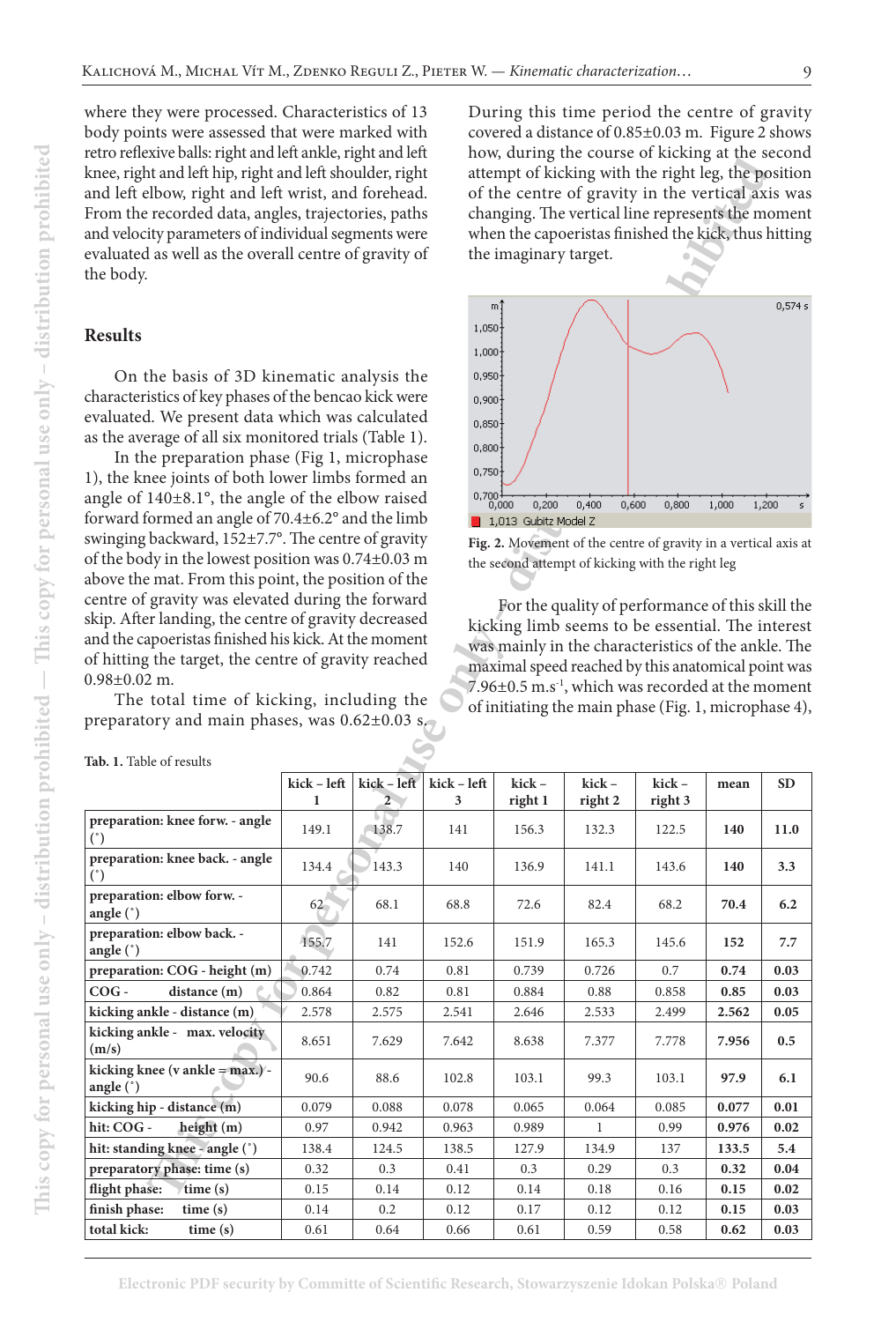where they were processed. Characteristics of 13 body points were assessed that were marked with retro reflexive balls: right and left ankle, right and left knee, right and left hip, right and left shoulder, right and left elbow, right and left wrist, and forehead. From the recorded data, angles, trajectories, paths and velocity parameters of individual segments were evaluated as well as the overall centre of gravity of the body.

## Results

On the basis of 3D kinematic analysis the characteristics of key phases of the bencao kick were evaluated. We present data which was calculated as the average of all six monitored trials (Table 1).

In the preparation phase (Fig 1, microphase 1), the knee joints of both lower limbs formed an angle of 140±8.1°, the angle of the elbow raised forward formed an angle of 70.4±6.2° and the limb swinging backward, 152±7.7°. The centre of gravity of the body in the lowest position was 0.74±0.03 m above the mat. From this point, the position of the centre of gravity was elevated during the forward skip. After landing, the centre of gravity decreased and the capoeiristas finished his kick. At the moment of hitting the target, the centre of gravity reached 0.98±0.02 m.

The total time of kicking, including the preparatory and main phases, was 0.62±0.03 s. During this time period the centre of gravity covered a distance of 0.85±0.03 m. Figure 2 shows how, during the course of kicking at the second attempt of kicking with the right leg, the position of the centre of gravity in the vertical axis was changing. The vertical line represents the moment when the capoeiristas finished the kick, thus hitting the imaginary target.

**Fig. 2.** Movement of the centre of gravity in a vertical axis at the second attempt of kicking with the right leg

For the quality of performance of this skill the kicking limb seems to be essential. The interest was mainly in the characteristics of the ankle. The maximal speed reached by this anatomical point was 7.96±0.5 m.s$^{-1}$, which was recorded at the moment of initiating the main phase (Fig. 1, microphase 4),

**Tab. 1.** Table of results

| | kick – left 1 | kick – left 2 | kick – left 3 | kick – right 1 | kick – right 2 | kick – right 3 | mean | SD |
|---|---|---|---|---|---|---|---|---|
| **preparation: knee forw. - angle (°)** | 149.1 | 138.7 | 141 | 156.3 | 132.3 | 122.5 | **140** | **11.0** |
| **preparation: knee back. - angle (°)** | 134.4 | 143.3 | 140 | 136.9 | 141.1 | 143.6 | **140** | **3.3** |
| **preparation: elbow forw. - angle (°)** | 62 | 68.1 | 68.8 | 72.6 | 82.4 | 68.2 | **70.4** | **6.2** |
| **preparation: elbow back. - angle (°)** | 155.7 | 141 | 152.6 | 151.9 | 165.3 | 145.6 | **152** | **7.7** |
| **preparation: COG - height (m)** | 0.742 | 0.74 | 0.81 | 0.739 | 0.726 | 0.7 | **0.74** | **0.03** |
| **COG - distance (m)** | 0.864 | 0.82 | 0.81 | 0.884 | 0.88 | 0.858 | **0.85** | **0.03** |
| **kicking ankle - distance (m)** | 2.578 | 2.575 | 2.541 | 2.646 | 2.533 | 2.499 | **2.562** | **0.05** |
| **kicking ankle - max. velocity (m/s)** | 8.651 | 7.629 | 7.642 | 8.638 | 7.377 | 7.778 | **7.956** | **0.5** |
| **kicking knee (v ankle = max.) - angle (°)** | 90.6 | 88.6 | 102.8 | 103.1 | 99.3 | 103.1 | **97.9** | **6.1** |
| **kicking hip - distance (m)** | 0.079 | 0.088 | 0.078 | 0.065 | 0.064 | 0.085 | **0.077** | **0.01** |
| **hit: COG - height (m)** | 0.97 | 0.942 | 0.963 | 0.989 | 1 | 0.99 | **0.976** | **0.02** |
| **hit: standing knee - angle (°)** | 138.4 | 124.5 | 138.5 | 127.9 | 134.9 | 137 | **133.5** | **5.4** |
| **preparatory phase: time (s)** | 0.32 | 0.3 | 0.41 | 0.3 | 0.29 | 0.3 | **0.32** | **0.04** |
| **flight phase: time (s)** | 0.15 | 0.14 | 0.12 | 0.14 | 0.18 | 0.16 | **0.15** | **0.02** |
| **finish phase: time (s)** | 0.14 | 0.2 | 0.12 | 0.17 | 0.12 | 0.12 | **0.15** | **0.03** |
| **total kick: time (s)** | 0.61 | 0.64 | 0.66 | 0.61 | 0.59 | 0.58 | **0.62** | **0.03** |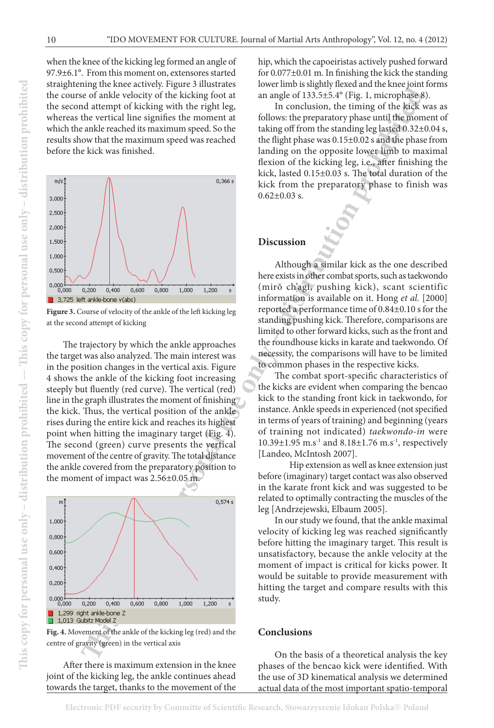when the knee of the kicking leg formed an angle of 97.9±6.1°. From this moment on, extensores started straightening the knee actively. Figure 3 illustrates the course of ankle velocity of the kicking foot at the second attempt of kicking with the right leg, whereas the vertical line signifies the moment at which the ankle reached its maximum speed. So the results show that the maximum speed was reached before the kick was finished.

**Figure 3.** Course of velocity of the ankle of the left kicking leg at the second attempt of kicking

The trajectory by which the ankle approaches the target was also analyzed. The main interest was in the position changes in the vertical axis. Figure 4 shows the ankle of the kicking foot increasing steeply but fluently (red curve). The vertical (red) line in the graph illustrates the moment of finishing the kick. Thus, the vertical position of the ankle rises during the entire kick and reaches its highest point when hitting the imaginary target (Fig. 4). The second (green) curve presents the vertical movement of the centre of gravity. The total distance the ankle covered from the preparatory position to the moment of impact was 2.56±0.05 m.

**Fig. 4.** Movement of the ankle of the kicking leg (red) and the centre of gravity (green) in the vertical axis

After there is maximum extension in the knee joint of the kicking leg, the ankle continues ahead towards the target, thanks to the movement of the hip, which the capoeiristas actively pushed forward for 0.077±0.01 m. In finishing the kick the standing lower limb is slightly flexed and the knee joint forms an angle of 133.5±5.4° (Fig. 1, microphase 8).

In conclusion, the timing of the kick was as follows: the preparatory phase until the moment of taking off from the standing leg lasted 0.32±0.04 s, the flight phase was 0.15±0.02 s and the phase from landing on the opposite lower limb to maximal flexion of the kicking leg, i.e., after finishing the kick, lasted 0.15±0.03 s. The total duration of the kick from the preparatory phase to finish was 0.62±0.03 s.

## Discussion

Although a similar kick as the one described here exists in other combat sports, such as taekwondo (mirŏ ch'agi, pushing kick), scant scientific information is available on it. Hong *et al.* [2000] reported a performance time of 0.84±0.10 s for the standing pushing kick. Therefore, comparisons are limited to other forward kicks, such as the front and the roundhouse kicks in karate and taekwondo. Of necessity, the comparisons will have to be limited to common phases in the respective kicks.

The combat sport-specific characteristics of the kicks are evident when comparing the bencao kick to the standing front kick in taekwondo, for instance. Ankle speeds in experienced (not specified in terms of years of training) and beginning (years of training not indicated) *taekwondo-in* were 10.39±1.95 m.s$^{-1}$ and 8.18±1.76 m.s$^{-1}$, respectively [Landeo, McIntosh 2007].

Hip extension as well as knee extension just before (imaginary) target contact was also observed in the karate front kick and was suggested to be related to optimally contracting the muscles of the leg [Andrzejewski, Elbaum 2005].

In our study we found, that the ankle maximal velocity of kicking leg was reached significantly before hitting the imaginary target. This result is unsatisfactory, because the ankle velocity at the moment of impact is critical for kicks power. It would be suitable to provide measurement with hitting the target and compare results with this study.

## Conclusions

On the basis of a theoretical analysis the key phases of the bencao kick were identified. With the use of 3D kinematical analysis we determined actual data of the most important spatio-temporal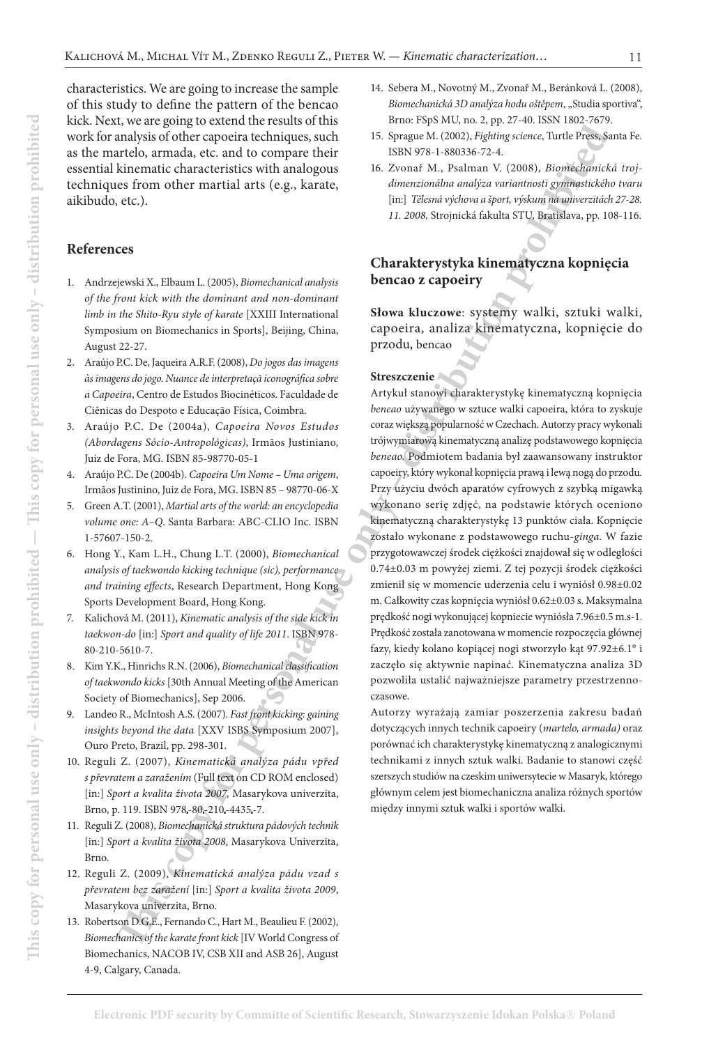characteristics. We are going to increase the sample of this study to define the pattern of the bencao kick. Next, we are going to extend the results of this work for analysis of other capoeira techniques, such as the martelo, armada, etc. and to compare their essential kinematic characteristics with analogous techniques from other martial arts (e.g., karate, aikibudo, etc.).

## References

1. Andrzejewski X., Elbaum L. (2005), *Biomechanical analysis of the front kick with the dominant and non-dominant limb in the Shito-Ryu style of karate* [XXIII International Symposium on Biomechanics in Sports], Beijing, China, August 22-27.
2. Araújo P.C. De, Jaqueira A.R.F. (2008), *Do jogos das imagens às imagens do jogo. Nuance de interpretaçã iconográfica sobre a Capoeira*, Centro de Estudos Biocinéticos. Faculdade de Ciênicas do Despoto e Educação Física, Coimbra.
3. Araújo P.C. De (2004a), *Capoeira Novos Estudos (Abordagens Sócio-Antropológicas)*, Irmãos Justiniano, Juiz de Fora, MG. ISBN 85-98770-05-1
4. Araújo P.C. De (2004b). *Capoeira Um Nome – Uma origem*, Irmãos Justinino, Juiz de Fora, MG. ISBN 85 – 98770-06-X
5. Green A.T. (2001), *Martial arts of the world: an encyclopedia volume one: A–Q*. Santa Barbara: ABC-CLIO Inc. ISBN 1-57607-150-2.
6. Hong Y., Kam L.H., Chung L.T. (2000), *Biomechanical analysis of taekwondo kicking technique (sic), performance and training effects*, Research Department, Hong Kong Sports Development Board, Hong Kong.
7. Kalichová M. (2011), *Kinematic analysis of the side kick in taekwon-do* [in:] *Sport and quality of life 2011*. ISBN 978-80-210-5610-7.
8. Kim Y.K., Hinrichs R.N. (2006), *Biomechanical classification of taekwondo kicks* [30th Annual Meeting of the American Society of Biomechanics], Sep 2006.
9. Landeo R., McIntosh A.S. (2007). *Fast front kicking: gaining insights beyond the data* [XXV ISBS Symposium 2007], Ouro Preto, Brazil, pp. 298-301.
10. Reguli Z. (2007), *Kinematická analýza pádu vpřed s převratem a zaražením* (Full text on CD ROM enclosed) [in:] *Sport a kvalita života 2007*, Masarykova univerzita, Brno, p. 119. ISBN 978,-80,-210,-4435,-7.
11. Reguli Z. (2008), *Biomechanická struktura pádových technik* [in:] *Sport a kvalita života 2008*, Masarykova Univerzita, Brno.
12. Reguli Z. (2009), *Kinematická analýza pádu vzad s převratem bez zaražení* [in:] *Sport a kvalita života 2009*, Masarykova univerzita, Brno.
13. Robertson D.G.E., Fernando C., Hart M., Beaulieu F. (2002), *Biomechanics of the karate front kick* [IV World Congress of Biomechanics, NACOB IV, CSB XII and ASB 26], August 4-9, Calgary, Canada.
14. Sebera M., Novotný M., Zvonař M., Beránková L. (2008), *Biomechanická 3D analýza hodu oštěpem*, „Studia sportiva", Brno: FSpS MU, no. 2, pp. 27-40. ISSN 1802-7679.
15. Sprague M. (2002), *Fighting science*, Turtle Press, Santa Fe. ISBN 978-1-880336-72-4.
16. Zvonař M., Psalman V. (2008), *Biomechanická trojdimenzionálna analýza variantnosti gymnastického tvaru* [in:] *Tělesná výchova a šport, výskum na univerzitách 27-28. 11. 2008,* Strojnická fakulta STU, Bratislava, pp. 108-116.

## Charakterystyka kinematyczna kopnięcia bencao z capoeiry

**Słowa kluczowe**: systemy walki, sztuki walki, capoeira, analiza kinematyczna, kopnięcie do przodu, bencao

### Streszczenie

Artykuł stanowi charakterystykę kinematyczną kopnięcia *beneao* używanego w sztuce walki capoeira, która to zyskuje coraz większą popularność w Czechach. Autorzy pracy wykonali trójwymiarową kinematyczną analizę podstawowego kopnięcia *beneao*. Podmiotem badania był zaawansowany instruktor capoeiry, który wykonał kopnięcia prawą i lewą nogą do przodu. Przy użyciu dwóch aparatów cyfrowych z szybką migawką wykonano serię zdjęć, na podstawie których oceniono kinematyczną charakterystykę 13 punktów ciała. Kopnięcie zostało wykonane z podstawowego ruchu-*ginga.* W fazie przygotowawczej środek ciężkości znajdował się w odległości 0.74±0.03 m powyżej ziemi. Z tej pozycji środek ciężkości zmienił się w momencie uderzenia celu i wyniósł 0.98±0.02 m. Całkowity czas kopnięcia wyniósł 0.62±0.03 s. Maksymalna prędkość nogi wykonującej kopniecie wyniósła 7.96±0.5 m.s-1. Prędkość została zanotowana w momencie rozpoczęcia głównej fazy, kiedy kolano kopiącej nogi stworzyło kąt 97.92±6.1° i zaczęło się aktywnie napinać. Kinematyczna analiza 3D pozwoliła ustalić najważniejsze parametry przestrzenno-czasowe.

Autorzy wyrażają zamiar poszerzenia zakresu badań dotyczących innych technik capoeiry (*martelo, armada)* oraz porównać ich charakterystykę kinematyczną z analogicznymi technikami z innych sztuk walki. Badanie to stanowi część szerszych studiów na czeskim uniwersytecie w Masaryk, którego głównym celem jest biomechaniczna analiza różnych sportów między innymi sztuk walki i sportów walki.